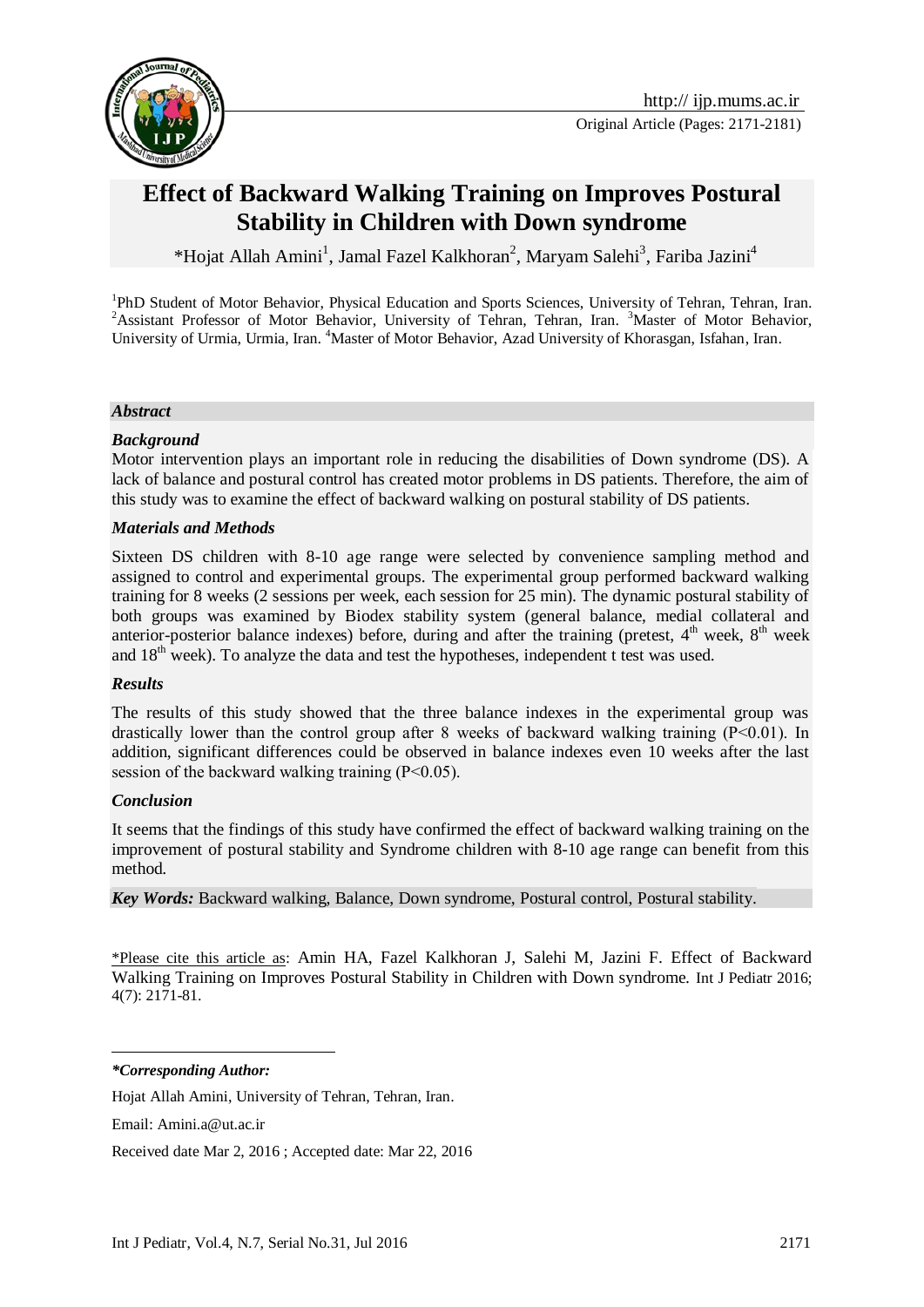Original Article (Pages: 2171-2181)

# Effect of Backward Walking Training on Improves Postural Stability in Children with Down syndrome

*Hojat Allah Amini[1], Jamal Fazel Kalkhoran[2], Maryam Salehi[3], Fariba Jazini[4]

[1]PhD Student of Motor Behavior, Physical Education and Sports Sciences, University of Tehran, Tehran, Iran. [2]Assistant Professor of Motor Behavior, University of Tehran, Tehran, Iran. [3]Master of Motor Behavior, University of Urmia, Urmia, Iran. [4]Master of Motor Behavior, Azad University of Khorasgan, Isfahan, Iran.

## *Abstract*

### *Background*

Motor intervention plays an important role in reducing the disabilities of Down syndrome (DS). A lack of balance and postural control has created motor problems in DS patients. Therefore, the aim of this study was to examine the effect of backward walking on postural stability of DS patients.

### *Materials and Methods*

Sixteen DS children with 8-10 age range were selected by convenience sampling method and assigned to control and experimental groups. The experimental group performed backward walking training for 8 weeks (2 sessions per week, each session for 25 min). The dynamic postural stability of both groups was examined by Biodex stability system (general balance, medial collateral and anterior-posterior balance indexes) before, during and after the training (pretest, 4th week, 8th week and 18th week). To analyze the data and test the hypotheses, independent t test was used.

### *Results*

The results of this study showed that the three balance indexes in the experimental group was drastically lower than the control group after 8 weeks of backward walking training ($P<0.01$). In addition, significant differences could be observed in balance indexes even 10 weeks after the last session of the backward walking training ($P<0.05$).

### *Conclusion*

It seems that the findings of this study have confirmed the effect of backward walking training on the improvement of postural stability and Syndrome children with 8-10 age range can benefit from this method.

***Key Words:*** Backward walking, Balance, Down syndrome, Postural control, Postural stability.

*Please cite this article as: Amin HA, Fazel Kalkhoran J, Salehi M, Jazini F. Effect of Backward Walking Training on Improves Postural Stability in Children with Down syndrome. Int J Pediatr 2016; 4(7): 2171-81.

***Corresponding Author:***

Hojat Allah Amini, University of Tehran, Tehran, Iran.

Email: Amini.a@ut.ac.ir

Received date Mar 2, 2016 ; Accepted date: Mar 22, 2016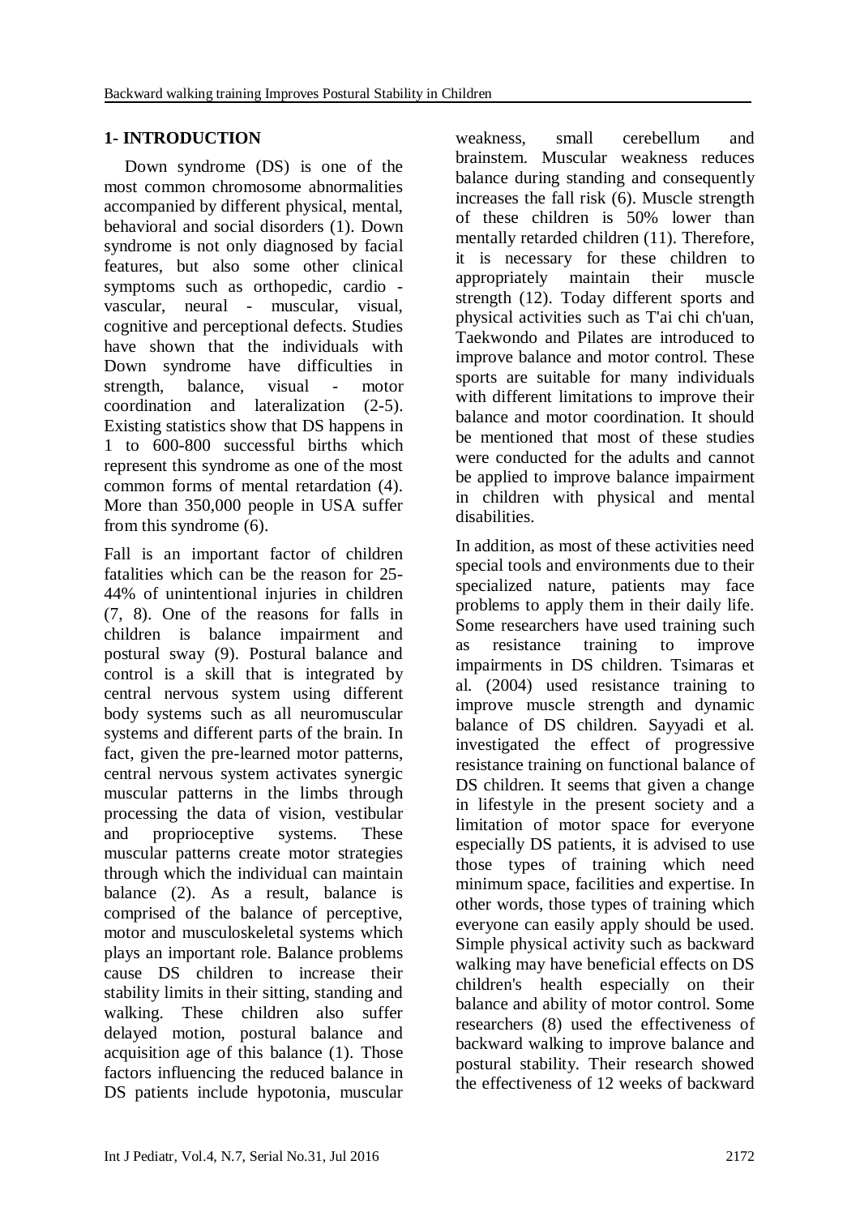## 1- INTRODUCTION

Down syndrome (DS) is one of the most common chromosome abnormalities accompanied by different physical, mental, behavioral and social disorders (1). Down syndrome is not only diagnosed by facial features, but also some other clinical symptoms such as orthopedic, cardio - vascular, neural - muscular, visual, cognitive and perceptional defects. Studies have shown that the individuals with Down syndrome have difficulties in strength, balance, visual - motor coordination and lateralization (2-5). Existing statistics show that DS happens in 1 to 600-800 successful births which represent this syndrome as one of the most common forms of mental retardation (4). More than 350,000 people in USA suffer from this syndrome (6).

Fall is an important factor of children fatalities which can be the reason for 25-44% of unintentional injuries in children (7, 8). One of the reasons for falls in children is balance impairment and postural sway (9). Postural balance and control is a skill that is integrated by central nervous system using different body systems such as all neuromuscular systems and different parts of the brain. In fact, given the pre-learned motor patterns, central nervous system activates synergic muscular patterns in the limbs through processing the data of vision, vestibular and proprioceptive systems. These muscular patterns create motor strategies through which the individual can maintain balance (2). As a result, balance is comprised of the balance of perceptive, motor and musculoskeletal systems which plays an important role. Balance problems cause DS children to increase their stability limits in their sitting, standing and walking. These children also suffer delayed motion, postural balance and acquisition age of this balance (1). Those factors influencing the reduced balance in DS patients include hypotonia, muscular weakness, small cerebellum and brainstem. Muscular weakness reduces balance during standing and consequently increases the fall risk (6). Muscle strength of these children is 50% lower than mentally retarded children (11). Therefore, it is necessary for these children to appropriately maintain their muscle strength (12). Today different sports and physical activities such as T'ai chi ch'uan, Taekwondo and Pilates are introduced to improve balance and motor control. These sports are suitable for many individuals with different limitations to improve their balance and motor coordination. It should be mentioned that most of these studies were conducted for the adults and cannot be applied to improve balance impairment in children with physical and mental disabilities.

In addition, as most of these activities need special tools and environments due to their specialized nature, patients may face problems to apply them in their daily life. Some researchers have used training such as resistance training to improve impairments in DS children. Tsimaras et al. (2004) used resistance training to improve muscle strength and dynamic balance of DS children. Sayyadi et al. investigated the effect of progressive resistance training on functional balance of DS children. It seems that given a change in lifestyle in the present society and a limitation of motor space for everyone especially DS patients, it is advised to use those types of training which need minimum space, facilities and expertise. In other words, those types of training which everyone can easily apply should be used. Simple physical activity such as backward walking may have beneficial effects on DS children's health especially on their balance and ability of motor control. Some researchers (8) used the effectiveness of backward walking to improve balance and postural stability. Their research showed the effectiveness of 12 weeks of backward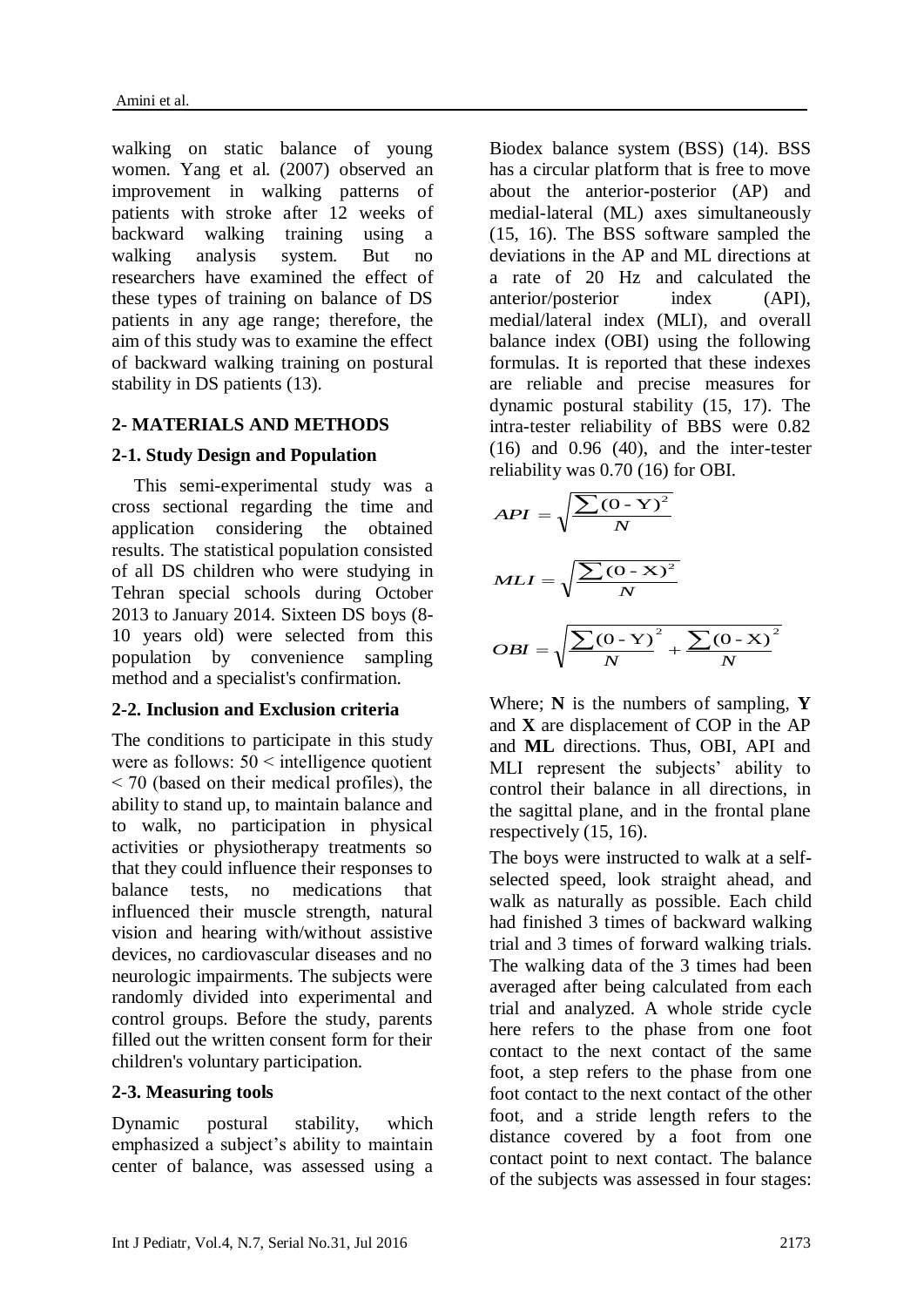walking on static balance of young women. Yang et al. (2007) observed an improvement in walking patterns of patients with stroke after 12 weeks of backward walking training using a walking analysis system. But no researchers have examined the effect of these types of training on balance of DS patients in any age range; therefore, the aim of this study was to examine the effect of backward walking training on postural stability in DS patients (13).

## 2- MATERIALS AND METHODS

### 2-1. Study Design and Population

This semi-experimental study was a cross sectional regarding the time and application considering the obtained results. The statistical population consisted of all DS children who were studying in Tehran special schools during October 2013 to January 2014. Sixteen DS boys (8-10 years old) were selected from this population by convenience sampling method and a specialist's confirmation.

### 2-2. Inclusion and Exclusion criteria

The conditions to participate in this study were as follows: 50 < intelligence quotient < 70 (based on their medical profiles), the ability to stand up, to maintain balance and to walk, no participation in physical activities or physiotherapy treatments so that they could influence their responses to balance tests, no medications that influenced their muscle strength, natural vision and hearing with/without assistive devices, no cardiovascular diseases and no neurologic impairments. The subjects were randomly divided into experimental and control groups. Before the study, parents filled out the written consent form for their children's voluntary participation.

### 2-3. Measuring tools

Dynamic postural stability, which emphasized a subject's ability to maintain center of balance, was assessed using a Biodex balance system (BSS) (14). BSS has a circular platform that is free to move about the anterior-posterior (AP) and medial-lateral (ML) axes simultaneously (15, 16). The BSS software sampled the deviations in the AP and ML directions at a rate of 20 Hz and calculated the anterior/posterior index (API), medial/lateral index (MLI), and overall balance index (OBI) using the following formulas. It is reported that these indexes are reliable and precise measures for dynamic postural stability (15, 17). The intra-tester reliability of BBS were 0.82 (16) and 0.96 (40), and the inter-tester reliability was 0.70 (16) for OBI.

$$API = \sqrt{\frac{\sum (0 - Y)^2}{N}}$$

$$MLI = \sqrt{\frac{\sum (0 - X)^2}{N}}$$

$$OBI = \sqrt{\frac{\sum (0 - Y)^2}{N} + \frac{\sum (0 - X)^2}{N}}$$

Where; **N** is the numbers of sampling, **Y** and **X** are displacement of COP in the AP and **ML** directions. Thus, OBI, API and MLI represent the subjects' ability to control their balance in all directions, in the sagittal plane, and in the frontal plane respectively (15, 16).

The boys were instructed to walk at a self-selected speed, look straight ahead, and walk as naturally as possible. Each child had finished 3 times of backward walking trial and 3 times of forward walking trials. The walking data of the 3 times had been averaged after being calculated from each trial and analyzed. A whole stride cycle here refers to the phase from one foot contact to the next contact of the same foot, a step refers to the phase from one foot contact to the next contact of the other foot, and a stride length refers to the distance covered by a foot from one contact point to next contact. The balance of the subjects was assessed in four stages: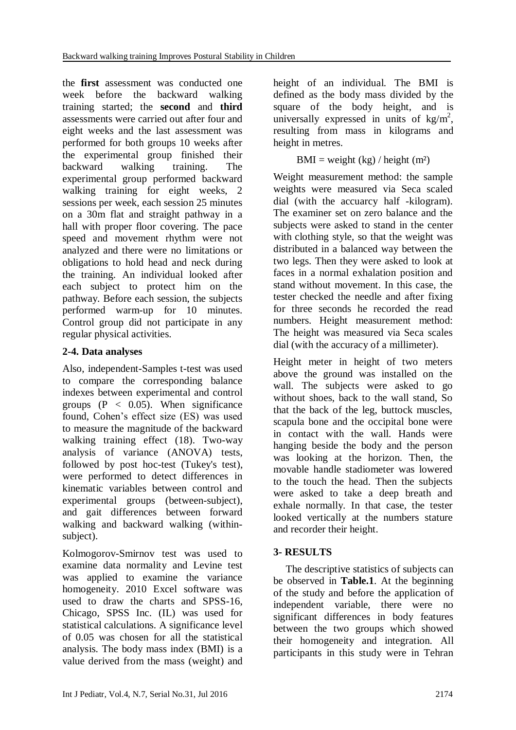the **first** assessment was conducted one week before the backward walking training started; the **second** and **third** assessments were carried out after four and eight weeks and the last assessment was performed for both groups 10 weeks after the experimental group finished their backward walking training. The experimental group performed backward walking training for eight weeks, 2 sessions per week, each session 25 minutes on a 30m flat and straight pathway in a hall with proper floor covering. The pace speed and movement rhythm were not analyzed and there were no limitations or obligations to hold head and neck during the training. An individual looked after each subject to protect him on the pathway. Before each session, the subjects performed warm-up for 10 minutes. Control group did not participate in any regular physical activities.

### 2-4. Data analyses

Also, independent-Samples t-test was used to compare the corresponding balance indexes between experimental and control groups ($P < 0.05$). When significance found, Cohen's effect size (ES) was used to measure the magnitude of the backward walking training effect (18). Two-way analysis of variance (ANOVA) tests, followed by post hoc-test (Tukey's test), were performed to detect differences in kinematic variables between control and experimental groups (between-subject), and gait differences between forward walking and backward walking (within-subject).

Kolmogorov-Smirnov test was used to examine data normality and Levine test was applied to examine the variance homogeneity. 2010 Excel software was used to draw the charts and SPSS-16, Chicago, SPSS Inc. (IL) was used for statistical calculations. A significance level of 0.05 was chosen for all the statistical analysis. The body mass index (BMI) is a value derived from the mass (weight) and height of an individual. The BMI is defined as the body mass divided by the square of the body height, and is universally expressed in units of $kg/m^2$, resulting from mass in kilograms and height in metres.

$$BMI = weight\ (kg) / height\ (m^2)$$

Weight measurement method: the sample weights were measured via Seca scaled dial (with the accuarcy half -kilogram). The examiner set on zero balance and the subjects were asked to stand in the center with clothing style, so that the weight was distributed in a balanced way between the two legs. Then they were asked to look at faces in a normal exhalation position and stand without movement. In this case, the tester checked the needle and after fixing for three seconds he recorded the read numbers. Height measurement method: The height was measured via Seca scales dial (with the accuracy of a millimeter).

Height meter in height of two meters above the ground was installed on the wall. The subjects were asked to go without shoes, back to the wall stand, So that the back of the leg, buttock muscles, scapula bone and the occipital bone were in contact with the wall. Hands were hanging beside the body and the person was looking at the horizon. Then, the movable handle stadiometer was lowered to the touch the head. Then the subjects were asked to take a deep breath and exhale normally. In that case, the tester looked vertically at the numbers stature and recorder their height.

## 3- RESULTS

The descriptive statistics of subjects can be observed in **Table.1**. At the beginning of the study and before the application of independent variable, there were no significant differences in body features between the two groups which showed their homogeneity and integration. All participants in this study were in Tehran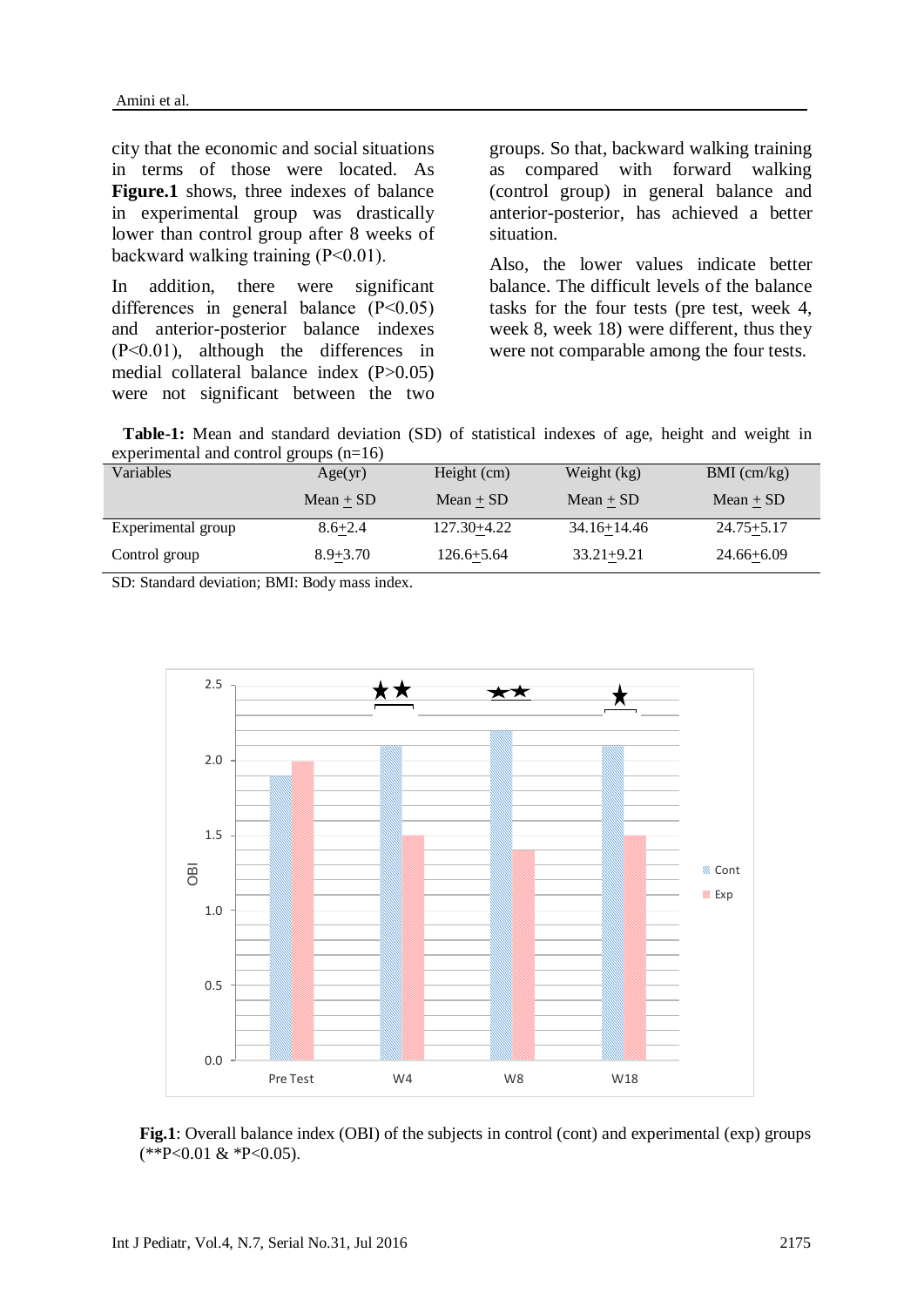city that the economic and social situations in terms of those were located. As **Figure.1** shows, three indexes of balance in experimental group was drastically lower than control group after 8 weeks of backward walking training (P<0.01).

In addition, there were significant differences in general balance (P<0.05) and anterior-posterior balance indexes (P<0.01), although the differences in medial collateral balance index (P>0.05) were not significant between the two groups. So that, backward walking training as compared with forward walking (control group) in general balance and anterior-posterior, has achieved a better situation.

Also, the lower values indicate better balance. The difficult levels of the balance tasks for the four tests (pre test, week 4, week 8, week 18) were different, thus they were not comparable among the four tests.

**Table-1:** Mean and standard deviation (SD) of statistical indexes of age, height and weight in experimental and control groups (n=16)

| Variables | Age(yr) | Height (cm) | Weight (kg) | BMI (cm/kg) |
|---|---|---|---|---|
| | Mean ± SD | Mean ± SD | Mean ± SD | Mean ± SD |
| Experimental group | 8.6±2.4 | 127.30±4.22 | 34.16±14.46 | 24.75±5.17 |
| Control group | 8.9±3.70 | 126.6±5.64 | 33.21±9.21 | 24.66±6.09 |

SD: Standard deviation; BMI: Body mass index.

**Fig.1**: Overall balance index (OBI) of the subjects in control (cont) and experimental (exp) groups (**P<0.01 & *P<0.05).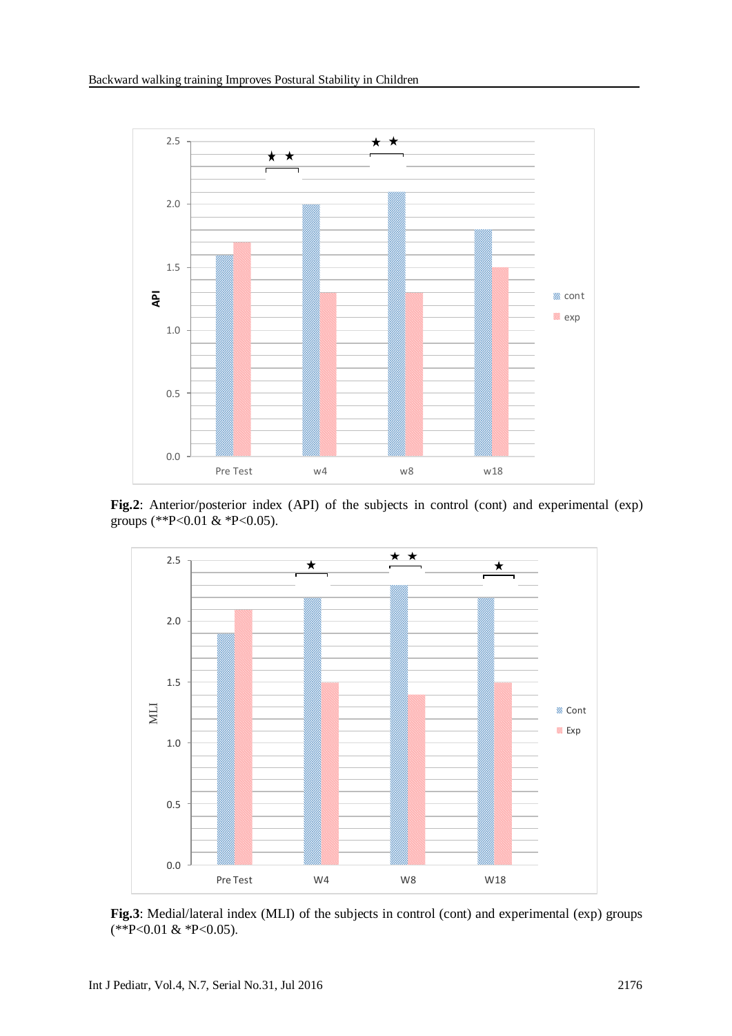**Fig.2**: Anterior/posterior index (API) of the subjects in control (cont) and experimental (exp) groups (**P<0.01 & *P<0.05).

**Fig.3**: Medial/lateral index (MLI) of the subjects in control (cont) and experimental (exp) groups (**P<0.01 & *P<0.05).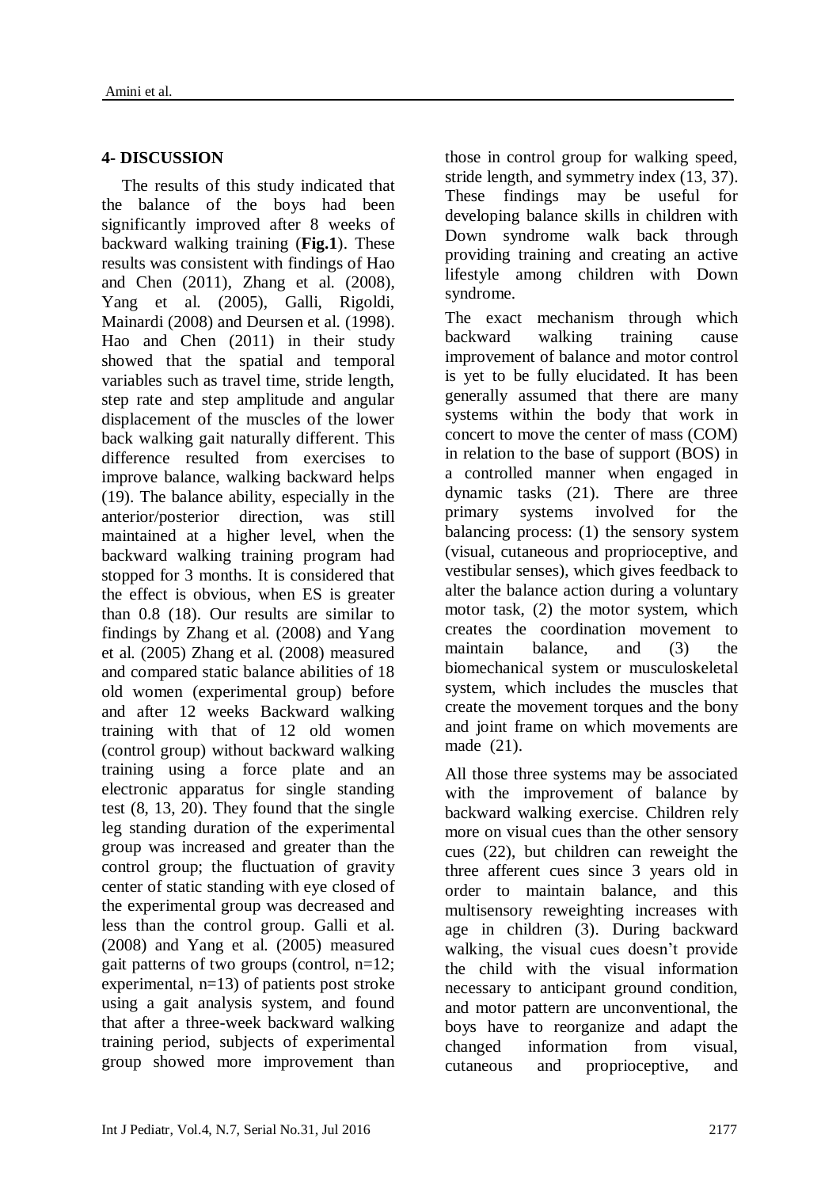## 4- DISCUSSION

The results of this study indicated that the balance of the boys had been significantly improved after 8 weeks of backward walking training (**Fig.1**). These results was consistent with findings of Hao and Chen (2011), Zhang et al. (2008), Yang et al. (2005), Galli, Rigoldi, Mainardi (2008) and Deursen et al. (1998). Hao and Chen (2011) in their study showed that the spatial and temporal variables such as travel time, stride length, step rate and step amplitude and angular displacement of the muscles of the lower back walking gait naturally different. This difference resulted from exercises to improve balance, walking backward helps (19). The balance ability, especially in the anterior/posterior direction, was still maintained at a higher level, when the backward walking training program had stopped for 3 months. It is considered that the effect is obvious, when ES is greater than 0.8 (18). Our results are similar to findings by Zhang et al. (2008) and Yang et al. (2005) Zhang et al. (2008) measured and compared static balance abilities of 18 old women (experimental group) before and after 12 weeks Backward walking training with that of 12 old women (control group) without backward walking training using a force plate and an electronic apparatus for single standing test (8, 13, 20). They found that the single leg standing duration of the experimental group was increased and greater than the control group; the fluctuation of gravity center of static standing with eye closed of the experimental group was decreased and less than the control group. Galli et al. (2008) and Yang et al. (2005) measured gait patterns of two groups (control, n=12; experimental, n=13) of patients post stroke using a gait analysis system, and found that after a three-week backward walking training period, subjects of experimental group showed more improvement than those in control group for walking speed, stride length, and symmetry index (13, 37). These findings may be useful for developing balance skills in children with Down syndrome walk back through providing training and creating an active lifestyle among children with Down syndrome.

The exact mechanism through which backward walking training cause improvement of balance and motor control is yet to be fully elucidated. It has been generally assumed that there are many systems within the body that work in concert to move the center of mass (COM) in relation to the base of support (BOS) in a controlled manner when engaged in dynamic tasks (21). There are three primary systems involved for the balancing process: (1) the sensory system (visual, cutaneous and proprioceptive, and vestibular senses), which gives feedback to alter the balance action during a voluntary motor task, (2) the motor system, which creates the coordination movement to maintain balance, and (3) the biomechanical system or musculoskeletal system, which includes the muscles that create the movement torques and the bony and joint frame on which movements are made (21).

All those three systems may be associated with the improvement of balance by backward walking exercise. Children rely more on visual cues than the other sensory cues (22), but children can reweight the three afferent cues since 3 years old in order to maintain balance, and this multisensory reweighting increases with age in children (3). During backward walking, the visual cues doesn't provide the child with the visual information necessary to anticipant ground condition, and motor pattern are unconventional, the boys have to reorganize and adapt the changed information from visual, cutaneous and proprioceptive, and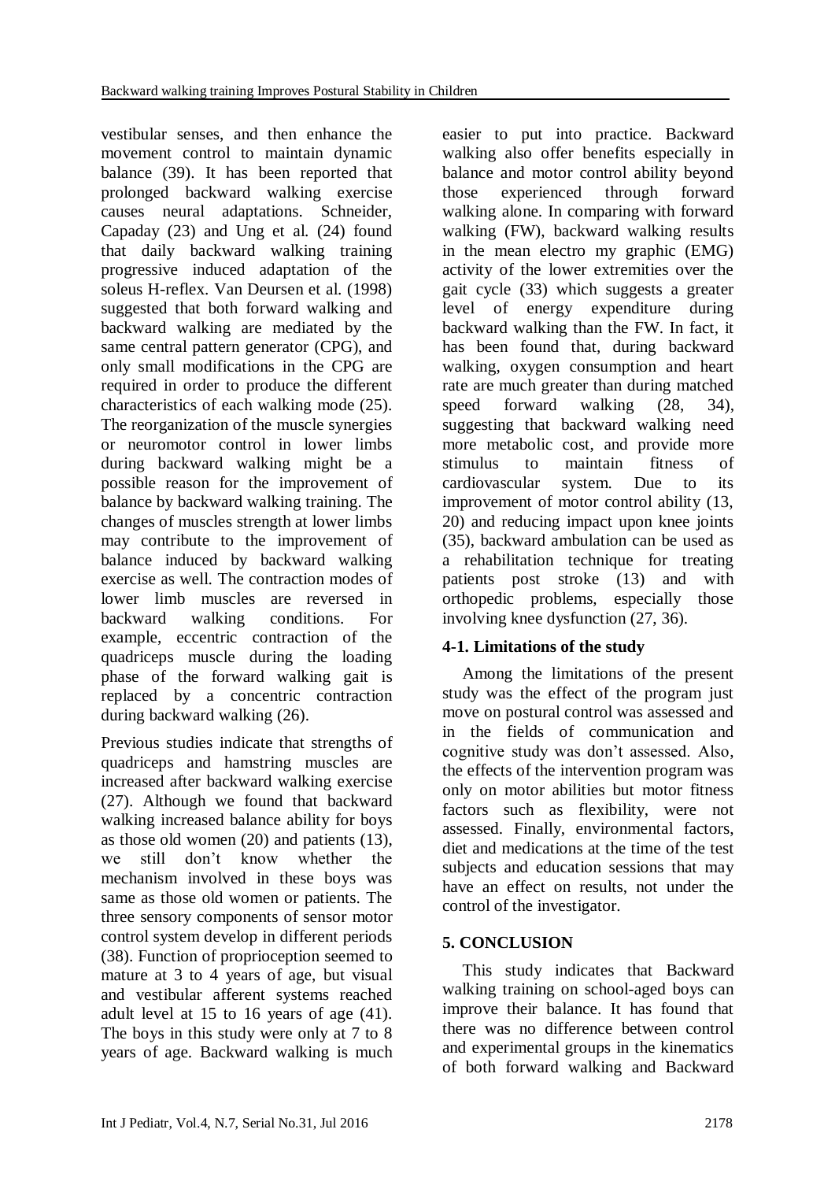vestibular senses, and then enhance the movement control to maintain dynamic balance (39). It has been reported that prolonged backward walking exercise causes neural adaptations. Schneider, Capaday (23) and Ung et al. (24) found that daily backward walking training progressive induced adaptation of the soleus H-reflex. Van Deursen et al. (1998) suggested that both forward walking and backward walking are mediated by the same central pattern generator (CPG), and only small modifications in the CPG are required in order to produce the different characteristics of each walking mode (25). The reorganization of the muscle synergies or neuromotor control in lower limbs during backward walking might be a possible reason for the improvement of balance by backward walking training. The changes of muscles strength at lower limbs may contribute to the improvement of balance induced by backward walking exercise as well. The contraction modes of lower limb muscles are reversed in backward walking conditions. For example, eccentric contraction of the quadriceps muscle during the loading phase of the forward walking gait is replaced by a concentric contraction during backward walking (26).

Previous studies indicate that strengths of quadriceps and hamstring muscles are increased after backward walking exercise (27). Although we found that backward walking increased balance ability for boys as those old women (20) and patients (13), we still don't know whether the mechanism involved in these boys was same as those old women or patients. The three sensory components of sensor motor control system develop in different periods (38). Function of proprioception seemed to mature at 3 to 4 years of age, but visual and vestibular afferent systems reached adult level at 15 to 16 years of age (41). The boys in this study were only at 7 to 8 years of age. Backward walking is much easier to put into practice. Backward walking also offer benefits especially in balance and motor control ability beyond those experienced through forward walking alone. In comparing with forward walking (FW), backward walking results in the mean electro my graphic (EMG) activity of the lower extremities over the gait cycle (33) which suggests a greater level of energy expenditure during backward walking than the FW. In fact, it has been found that, during backward walking, oxygen consumption and heart rate are much greater than during matched speed forward walking (28, 34), suggesting that backward walking need more metabolic cost, and provide more stimulus to maintain fitness of cardiovascular system. Due to its improvement of motor control ability (13, 20) and reducing impact upon knee joints (35), backward ambulation can be used as a rehabilitation technique for treating patients post stroke (13) and with orthopedic problems, especially those involving knee dysfunction (27, 36).

### 4-1. Limitations of the study

Among the limitations of the present study was the effect of the program just move on postural control was assessed and in the fields of communication and cognitive study was don't assessed. Also, the effects of the intervention program was only on motor abilities but motor fitness factors such as flexibility, were not assessed. Finally, environmental factors, diet and medications at the time of the test subjects and education sessions that may have an effect on results, not under the control of the investigator.

## 5. CONCLUSION

This study indicates that Backward walking training on school-aged boys can improve their balance. It has found that there was no difference between control and experimental groups in the kinematics of both forward walking and Backward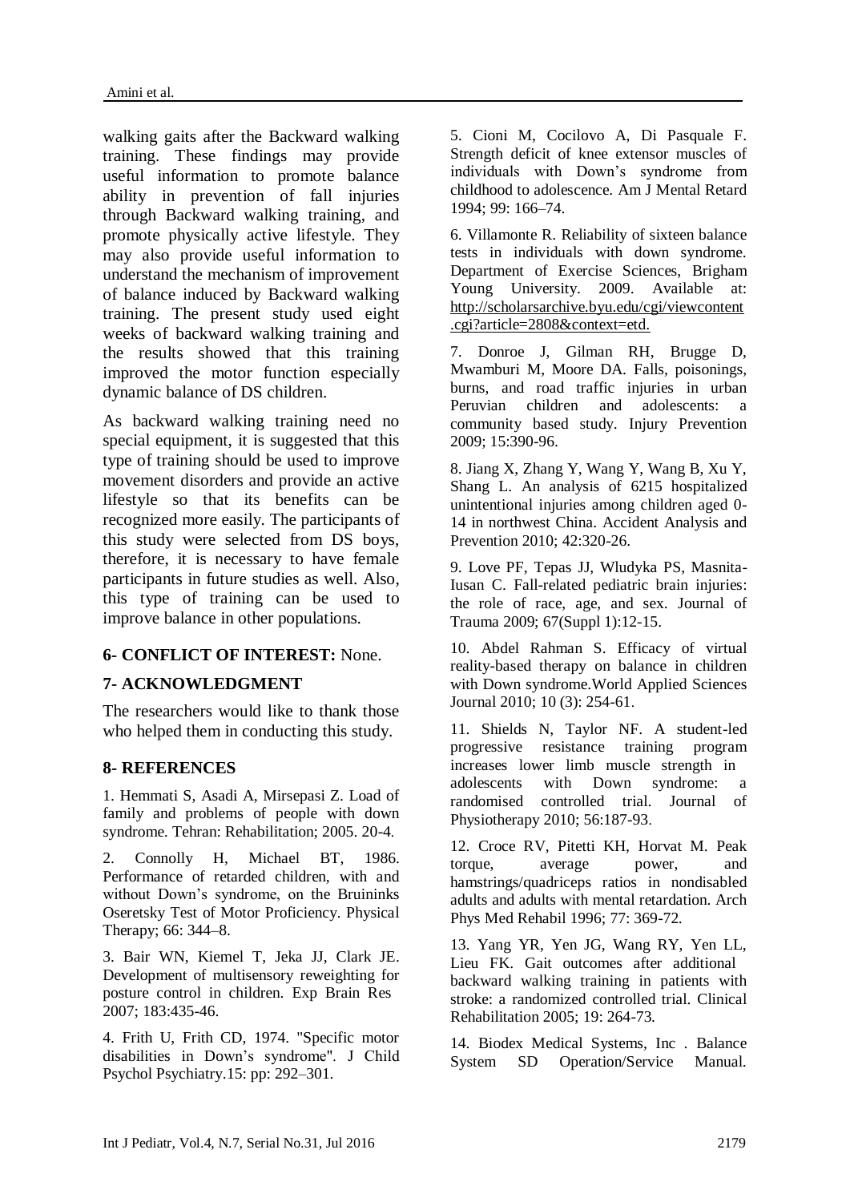walking gaits after the Backward walking training. These findings may provide useful information to promote balance ability in prevention of fall injuries through Backward walking training, and promote physically active lifestyle. They may also provide useful information to understand the mechanism of improvement of balance induced by Backward walking training. The present study used eight weeks of backward walking training and the results showed that this training improved the motor function especially dynamic balance of DS children.

As backward walking training need no special equipment, it is suggested that this type of training should be used to improve movement disorders and provide an active lifestyle so that its benefits can be recognized more easily. The participants of this study were selected from DS boys, therefore, it is necessary to have female participants in future studies as well. Also, this type of training can be used to improve balance in other populations.

## 6- CONFLICT OF INTEREST: None.

## 7- ACKNOWLEDGMENT

The researchers would like to thank those who helped them in conducting this study.

## 8- REFERENCES

1. Hemmati S, Asadi A, Mirsepasi Z. Load of family and problems of people with down syndrome. Tehran: Rehabilitation; 2005. 20-4.

2. Connolly H, Michael BT, 1986. Performance of retarded children, with and without Down's syndrome, on the Bruininks Oseretsky Test of Motor Proficiency. Physical Therapy; 66: 344–8.

3. Bair WN, Kiemel T, Jeka JJ, Clark JE. Development of multisensory reweighting for posture control in children. Exp Brain Res 2007; 183:435-46.

4. Frith U, Frith CD, 1974. "Specific motor disabilities in Down's syndrome". J Child Psychol Psychiatry.15: pp: 292–301.

5. Cioni M, Cocilovo A, Di Pasquale F. Strength deficit of knee extensor muscles of individuals with Down's syndrome from childhood to adolescence. Am J Mental Retard 1994; 99: 166–74.

6. Villamonte R. Reliability of sixteen balance tests in individuals with down syndrome. Department of Exercise Sciences, Brigham Young University. 2009. Available at: http://scholarsarchive.byu.edu/cgi/viewcontent.cgi?article=2808&context=etd.

7. Donroe J, Gilman RH, Brugge D, Mwamburi M, Moore DA. Falls, poisonings, burns, and road traffic injuries in urban Peruvian children and adolescents: a community based study. Injury Prevention 2009; 15:390-96.

8. Jiang X, Zhang Y, Wang Y, Wang B, Xu Y, Shang L. An analysis of 6215 hospitalized unintentional injuries among children aged 0-14 in northwest China. Accident Analysis and Prevention 2010; 42:320-26.

9. Love PF, Tepas JJ, Wludyka PS, Masnita-Iusan C. Fall-related pediatric brain injuries: the role of race, age, and sex. Journal of Trauma 2009; 67(Suppl 1):12-15.

10. Abdel Rahman S. Efficacy of virtual reality-based therapy on balance in children with Down syndrome.World Applied Sciences Journal 2010; 10 (3): 254-61.

11. Shields N, Taylor NF. A student-led progressive resistance training program increases lower limb muscle strength in adolescents with Down syndrome: a randomised controlled trial. Journal of Physiotherapy 2010; 56:187-93.

12. Croce RV, Pitetti KH, Horvat M. Peak torque, average power, and hamstrings/quadriceps ratios in nondisabled adults and adults with mental retardation. Arch Phys Med Rehabil 1996; 77: 369-72.

13. Yang YR, Yen JG, Wang RY, Yen LL, Lieu FK. Gait outcomes after additional backward walking training in patients with stroke: a randomized controlled trial. Clinical Rehabilitation 2005; 19: 264-73.

14. Biodex Medical Systems, Inc . Balance System SD Operation/Service Manual.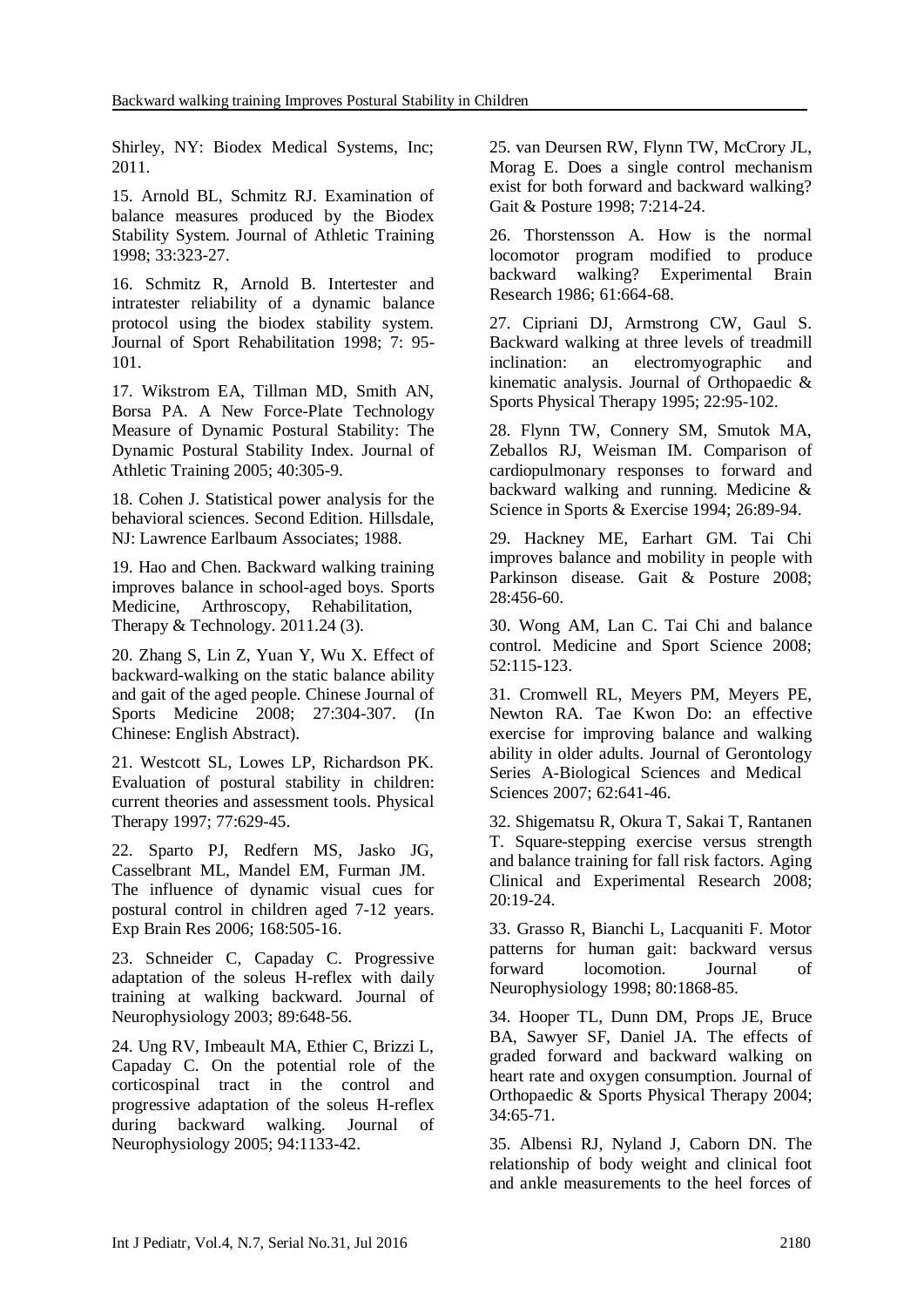Shirley, NY: Biodex Medical Systems, Inc; 2011.

15. Arnold BL, Schmitz RJ. Examination of balance measures produced by the Biodex Stability System. Journal of Athletic Training 1998; 33:323-27.

16. Schmitz R, Arnold B. Intertester and intratester reliability of a dynamic balance protocol using the biodex stability system. Journal of Sport Rehabilitation 1998; 7: 95-101.

17. Wikstrom EA, Tillman MD, Smith AN, Borsa PA. A New Force-Plate Technology Measure of Dynamic Postural Stability: The Dynamic Postural Stability Index. Journal of Athletic Training 2005; 40:305-9.

18. Cohen J. Statistical power analysis for the behavioral sciences. Second Edition. Hillsdale, NJ: Lawrence Earlbaum Associates; 1988.

19. Hao and Chen. Backward walking training improves balance in school-aged boys. Sports Medicine, Arthroscopy, Rehabilitation, Therapy & Technology. 2011.24 (3).

20. Zhang S, Lin Z, Yuan Y, Wu X. Effect of backward-walking on the static balance ability and gait of the aged people. Chinese Journal of Sports Medicine 2008; 27:304-307. (In Chinese: English Abstract).

21. Westcott SL, Lowes LP, Richardson PK. Evaluation of postural stability in children: current theories and assessment tools. Physical Therapy 1997; 77:629-45.

22. Sparto PJ, Redfern MS, Jasko JG, Casselbrant ML, Mandel EM, Furman JM. The influence of dynamic visual cues for postural control in children aged 7-12 years. Exp Brain Res 2006; 168:505-16.

23. Schneider C, Capaday C. Progressive adaptation of the soleus H-reflex with daily training at walking backward. Journal of Neurophysiology 2003; 89:648-56.

24. Ung RV, Imbeault MA, Ethier C, Brizzi L, Capaday C. On the potential role of the corticospinal tract in the control and progressive adaptation of the soleus H-reflex during backward walking. Journal of Neurophysiology 2005; 94:1133-42.

25. van Deursen RW, Flynn TW, McCrory JL, Morag E. Does a single control mechanism exist for both forward and backward walking? Gait & Posture 1998; 7:214-24.

26. Thorstensson A. How is the normal locomotor program modified to produce backward walking? Experimental Brain Research 1986; 61:664-68.

27. Cipriani DJ, Armstrong CW, Gaul S. Backward walking at three levels of treadmill inclination: an electromyographic and kinematic analysis. Journal of Orthopaedic & Sports Physical Therapy 1995; 22:95-102.

28. Flynn TW, Connery SM, Smutok MA, Zeballos RJ, Weisman IM. Comparison of cardiopulmonary responses to forward and backward walking and running. Medicine & Science in Sports & Exercise 1994; 26:89-94.

29. Hackney ME, Earhart GM. Tai Chi improves balance and mobility in people with Parkinson disease. Gait & Posture 2008; 28:456-60.

30. Wong AM, Lan C. Tai Chi and balance control. Medicine and Sport Science 2008; 52:115-123.

31. Cromwell RL, Meyers PM, Meyers PE, Newton RA. Tae Kwon Do: an effective exercise for improving balance and walking ability in older adults. Journal of Gerontology Series A-Biological Sciences and Medical Sciences 2007; 62:641-46.

32. Shigematsu R, Okura T, Sakai T, Rantanen T. Square-stepping exercise versus strength and balance training for fall risk factors. Aging Clinical and Experimental Research 2008; 20:19-24.

33. Grasso R, Bianchi L, Lacquaniti F. Motor patterns for human gait: backward versus forward locomotion. Journal of Neurophysiology 1998; 80:1868-85.

34. Hooper TL, Dunn DM, Props JE, Bruce BA, Sawyer SF, Daniel JA. The effects of graded forward and backward walking on heart rate and oxygen consumption. Journal of Orthopaedic & Sports Physical Therapy 2004; 34:65-71.

35. Albensi RJ, Nyland J, Caborn DN. The relationship of body weight and clinical foot and ankle measurements to the heel forces of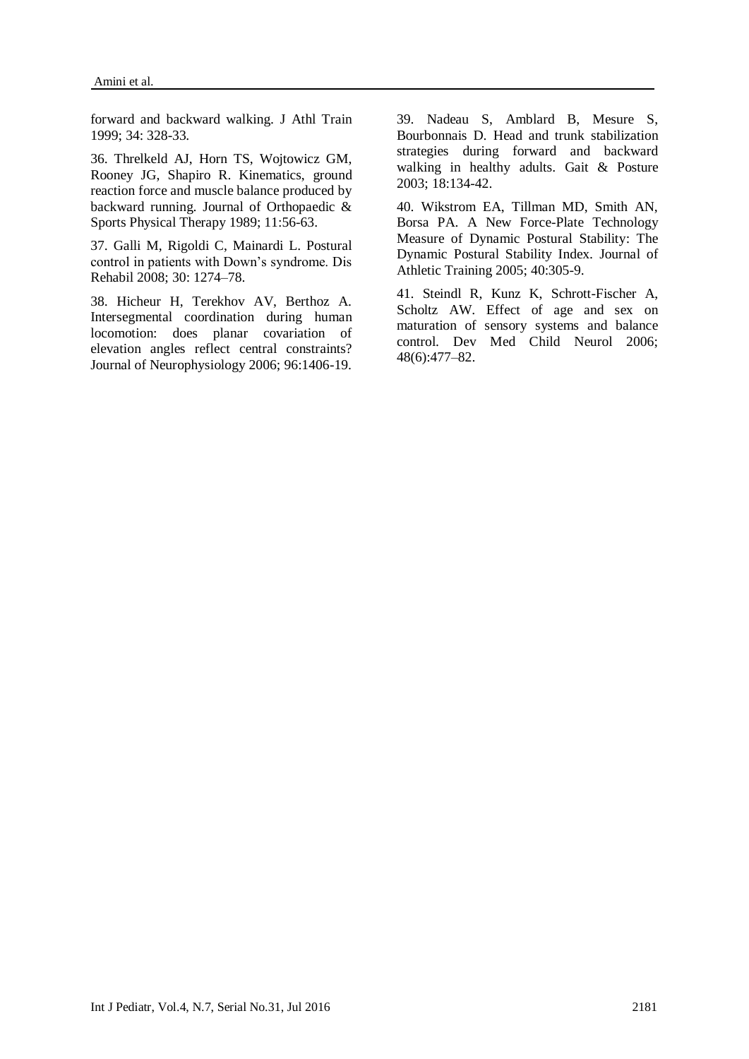forward and backward walking. J Athl Train 1999; 34: 328-33.

36. Threlkeld AJ, Horn TS, Wojtowicz GM, Rooney JG, Shapiro R. Kinematics, ground reaction force and muscle balance produced by backward running. Journal of Orthopaedic & Sports Physical Therapy 1989; 11:56-63.

37. Galli M, Rigoldi C, Mainardi L. Postural control in patients with Down's syndrome. Dis Rehabil 2008; 30: 1274–78.

38. Hicheur H, Terekhov AV, Berthoz A. Intersegmental coordination during human locomotion: does planar covariation of elevation angles reflect central constraints? Journal of Neurophysiology 2006; 96:1406-19.

39. Nadeau S, Amblard B, Mesure S, Bourbonnais D. Head and trunk stabilization strategies during forward and backward walking in healthy adults. Gait & Posture 2003; 18:134-42.

40. Wikstrom EA, Tillman MD, Smith AN, Borsa PA. A New Force-Plate Technology Measure of Dynamic Postural Stability: The Dynamic Postural Stability Index. Journal of Athletic Training 2005; 40:305-9.

41. Steindl R, Kunz K, Schrott-Fischer A, Scholtz AW. Effect of age and sex on maturation of sensory systems and balance control. Dev Med Child Neurol 2006; 48(6):477–82.